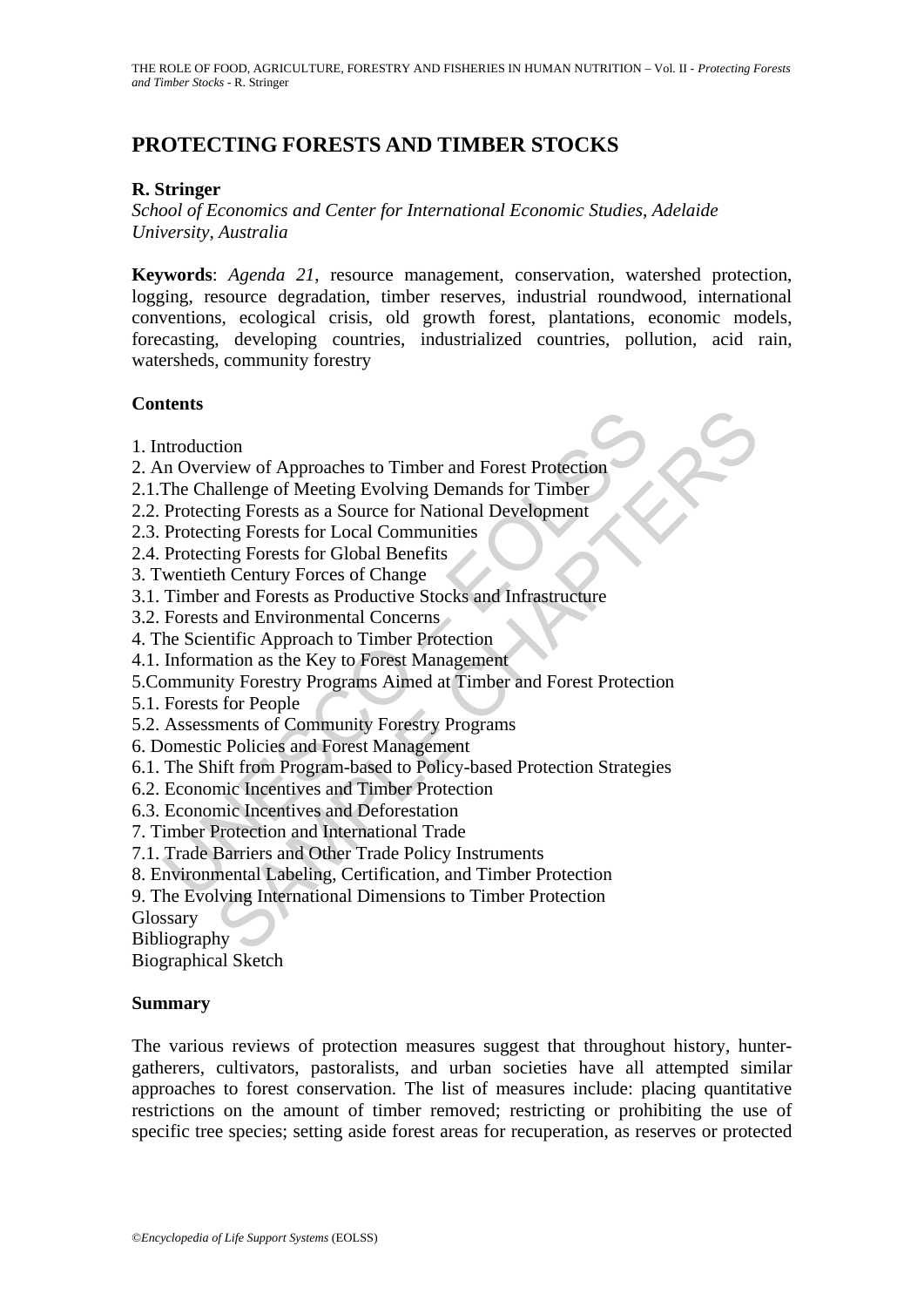# PROTECTING FORESTS AND TIMBER STOCKS

**R. Stringer**

*School of Economics and Center for International Economic Studies, Adelaide University, Australia*

**Keywords**: *Agenda 21*, resource management, conservation, watershed protection, logging, resource degradation, timber reserves, industrial roundwood, international conventions, ecological crisis, old growth forest, plantations, economic models, forecasting, developing countries, industrialized countries, pollution, acid rain, watersheds, community forestry

## Contents

1. Introduction
2. An Overview of Approaches to Timber and Forest Protection
2.1.The Challenge of Meeting Evolving Demands for Timber
2.2. Protecting Forests as a Source for National Development
2.3. Protecting Forests for Local Communities
2.4. Protecting Forests for Global Benefits
3. Twentieth Century Forces of Change
3.1. Timber and Forests as Productive Stocks and Infrastructure
3.2. Forests and Environmental Concerns
4. The Scientific Approach to Timber Protection
4.1. Information as the Key to Forest Management
5.Community Forestry Programs Aimed at Timber and Forest Protection
5.1. Forests for People
5.2. Assessments of Community Forestry Programs
6. Domestic Policies and Forest Management
6.1. The Shift from Program-based to Policy-based Protection Strategies
6.2. Economic Incentives and Timber Protection
6.3. Economic Incentives and Deforestation
7. Timber Protection and International Trade
7.1. Trade Barriers and Other Trade Policy Instruments
8. Environmental Labeling, Certification, and Timber Protection
9. The Evolving International Dimensions to Timber Protection
Glossary
Bibliography
Biographical Sketch

## Summary

The various reviews of protection measures suggest that throughout history, hunter-gatherers, cultivators, pastoralists, and urban societies have all attempted similar approaches to forest conservation. The list of measures include: placing quantitative restrictions on the amount of timber removed; restricting or prohibiting the use of specific tree species; setting aside forest areas for recuperation, as reserves or protected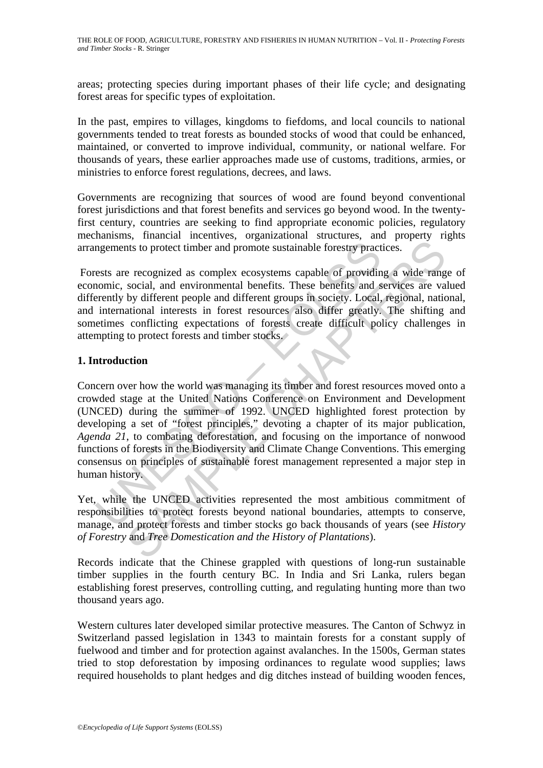areas; protecting species during important phases of their life cycle; and designating forest areas for specific types of exploitation.

In the past, empires to villages, kingdoms to fiefdoms, and local councils to national governments tended to treat forests as bounded stocks of wood that could be enhanced, maintained, or converted to improve individual, community, or national welfare. For thousands of years, these earlier approaches made use of customs, traditions, armies, or ministries to enforce forest regulations, decrees, and laws.

Governments are recognizing that sources of wood are found beyond conventional forest jurisdictions and that forest benefits and services go beyond wood. In the twenty-first century, countries are seeking to find appropriate economic policies, regulatory mechanisms, financial incentives, organizational structures, and property rights arrangements to protect timber and promote sustainable forestry practices.

Forests are recognized as complex ecosystems capable of providing a wide range of economic, social, and environmental benefits. These benefits and services are valued differently by different people and different groups in society. Local, regional, national, and international interests in forest resources also differ greatly. The shifting and sometimes conflicting expectations of forests create difficult policy challenges in attempting to protect forests and timber stocks.

## 1. Introduction

Concern over how the world was managing its timber and forest resources moved onto a crowded stage at the United Nations Conference on Environment and Development (UNCED) during the summer of 1992. UNCED highlighted forest protection by developing a set of "forest principles," devoting a chapter of its major publication, *Agenda 21*, to combating deforestation, and focusing on the importance of nonwood functions of forests in the Biodiversity and Climate Change Conventions. This emerging consensus on principles of sustainable forest management represented a major step in human history.

Yet, while the UNCED activities represented the most ambitious commitment of responsibilities to protect forests beyond national boundaries, attempts to conserve, manage, and protect forests and timber stocks go back thousands of years (see *History of Forestry* and *Tree Domestication and the History of Plantations*).

Records indicate that the Chinese grappled with questions of long-run sustainable timber supplies in the fourth century BC. In India and Sri Lanka, rulers began establishing forest preserves, controlling cutting, and regulating hunting more than two thousand years ago.

Western cultures later developed similar protective measures. The Canton of Schwyz in Switzerland passed legislation in 1343 to maintain forests for a constant supply of fuelwood and timber and for protection against avalanches. In the 1500s, German states tried to stop deforestation by imposing ordinances to regulate wood supplies; laws required households to plant hedges and dig ditches instead of building wooden fences,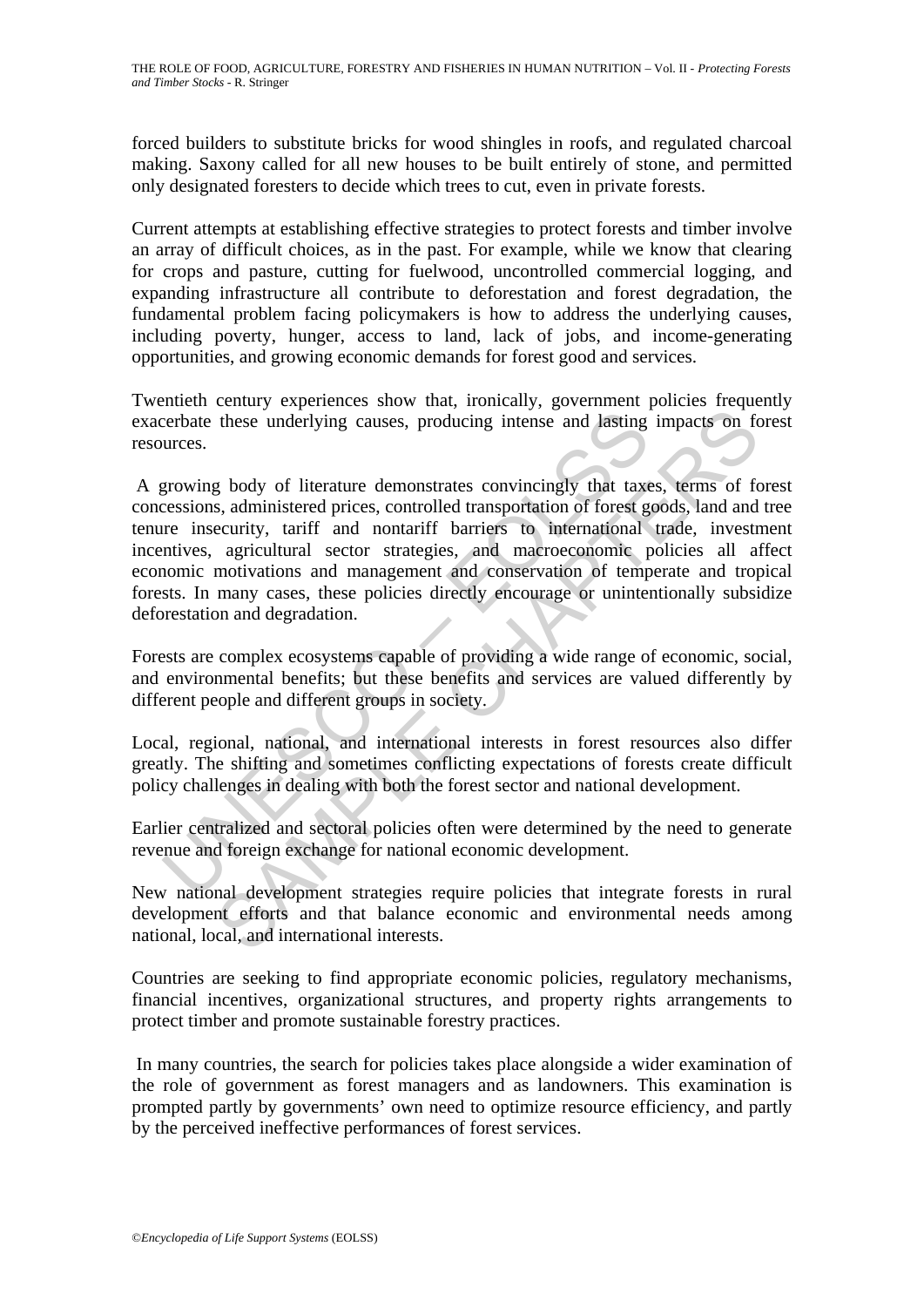forced builders to substitute bricks for wood shingles in roofs, and regulated charcoal making. Saxony called for all new houses to be built entirely of stone, and permitted only designated foresters to decide which trees to cut, even in private forests.

Current attempts at establishing effective strategies to protect forests and timber involve an array of difficult choices, as in the past. For example, while we know that clearing for crops and pasture, cutting for fuelwood, uncontrolled commercial logging, and expanding infrastructure all contribute to deforestation and forest degradation, the fundamental problem facing policymakers is how to address the underlying causes, including poverty, hunger, access to land, lack of jobs, and income-generating opportunities, and growing economic demands for forest good and services.

Twentieth century experiences show that, ironically, government policies frequently exacerbate these underlying causes, producing intense and lasting impacts on forest resources.

A growing body of literature demonstrates convincingly that taxes, terms of forest concessions, administered prices, controlled transportation of forest goods, land and tree tenure insecurity, tariff and nontariff barriers to international trade, investment incentives, agricultural sector strategies, and macroeconomic policies all affect economic motivations and management and conservation of temperate and tropical forests. In many cases, these policies directly encourage or unintentionally subsidize deforestation and degradation.

Forests are complex ecosystems capable of providing a wide range of economic, social, and environmental benefits; but these benefits and services are valued differently by different people and different groups in society.

Local, regional, national, and international interests in forest resources also differ greatly. The shifting and sometimes conflicting expectations of forests create difficult policy challenges in dealing with both the forest sector and national development.

Earlier centralized and sectoral policies often were determined by the need to generate revenue and foreign exchange for national economic development.

New national development strategies require policies that integrate forests in rural development efforts and that balance economic and environmental needs among national, local, and international interests.

Countries are seeking to find appropriate economic policies, regulatory mechanisms, financial incentives, organizational structures, and property rights arrangements to protect timber and promote sustainable forestry practices.

In many countries, the search for policies takes place alongside a wider examination of the role of government as forest managers and as landowners. This examination is prompted partly by governments' own need to optimize resource efficiency, and partly by the perceived ineffective performances of forest services.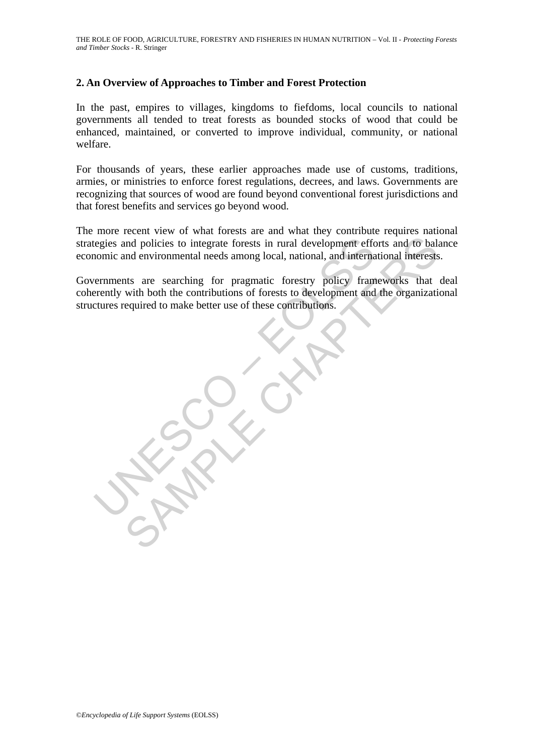## 2. An Overview of Approaches to Timber and Forest Protection

In the past, empires to villages, kingdoms to fiefdoms, local councils to national governments all tended to treat forests as bounded stocks of wood that could be enhanced, maintained, or converted to improve individual, community, or national welfare.

For thousands of years, these earlier approaches made use of customs, traditions, armies, or ministries to enforce forest regulations, decrees, and laws. Governments are recognizing that sources of wood are found beyond conventional forest jurisdictions and that forest benefits and services go beyond wood.

The more recent view of what forests are and what they contribute requires national strategies and policies to integrate forests in rural development efforts and to balance economic and environmental needs among local, national, and international interests.

Governments are searching for pragmatic forestry policy frameworks that deal coherently with both the contributions of forests to development and the organizational structures required to make better use of these contributions.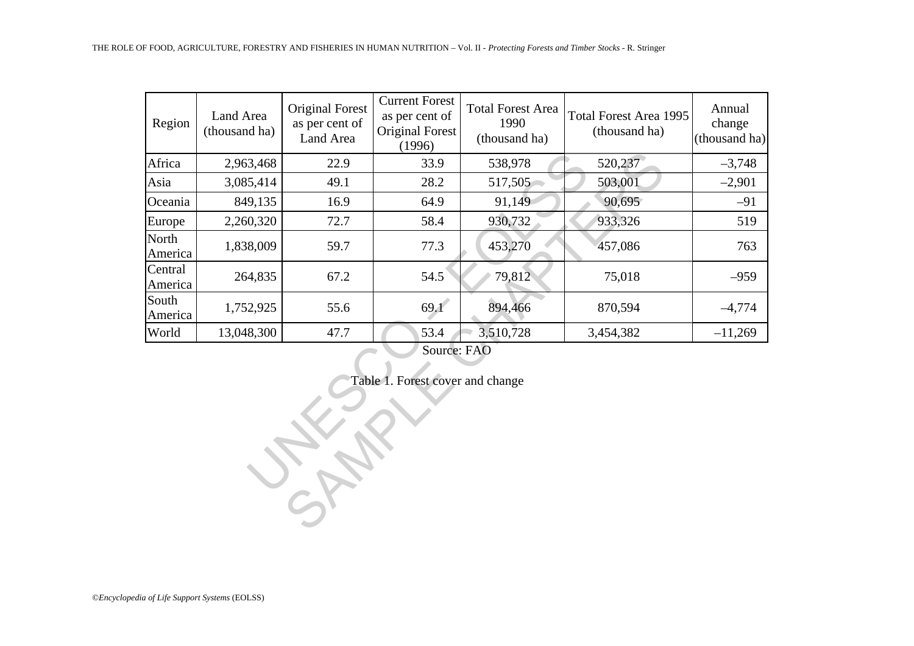| Region | Land Area (thousand ha) | Original Forest as per cent of Land Area | Current Forest as per cent of Original Forest (1996) | Total Forest Area 1990 (thousand ha) | Total Forest Area 1995 (thousand ha) | Annual change (thousand ha) |
|---|---|---|---|---|---|---|
| Africa | 2,963,468 | 22.9 | 33.9 | 538,978 | 520,237 | –3,748 |
| Asia | 3,085,414 | 49.1 | 28.2 | 517,505 | 503,001 | –2,901 |
| Oceania | 849,135 | 16.9 | 64.9 | 91,149 | 90,695 | –91 |
| Europe | 2,260,320 | 72.7 | 58.4 | 930,732 | 933,326 | 519 |
| North America | 1,838,009 | 59.7 | 77.3 | 453,270 | 457,086 | 763 |
| Central America | 264,835 | 67.2 | 54.5 | 79,812 | 75,018 | –959 |
| South America | 1,752,925 | 55.6 | 69.1 | 894,466 | 870,594 | –4,774 |
| World | 13,048,300 | 47.7 | 53.4 | 3,510,728 | 3,454,382 | –11,269 |

Source: FAO

Table 1. Forest cover and change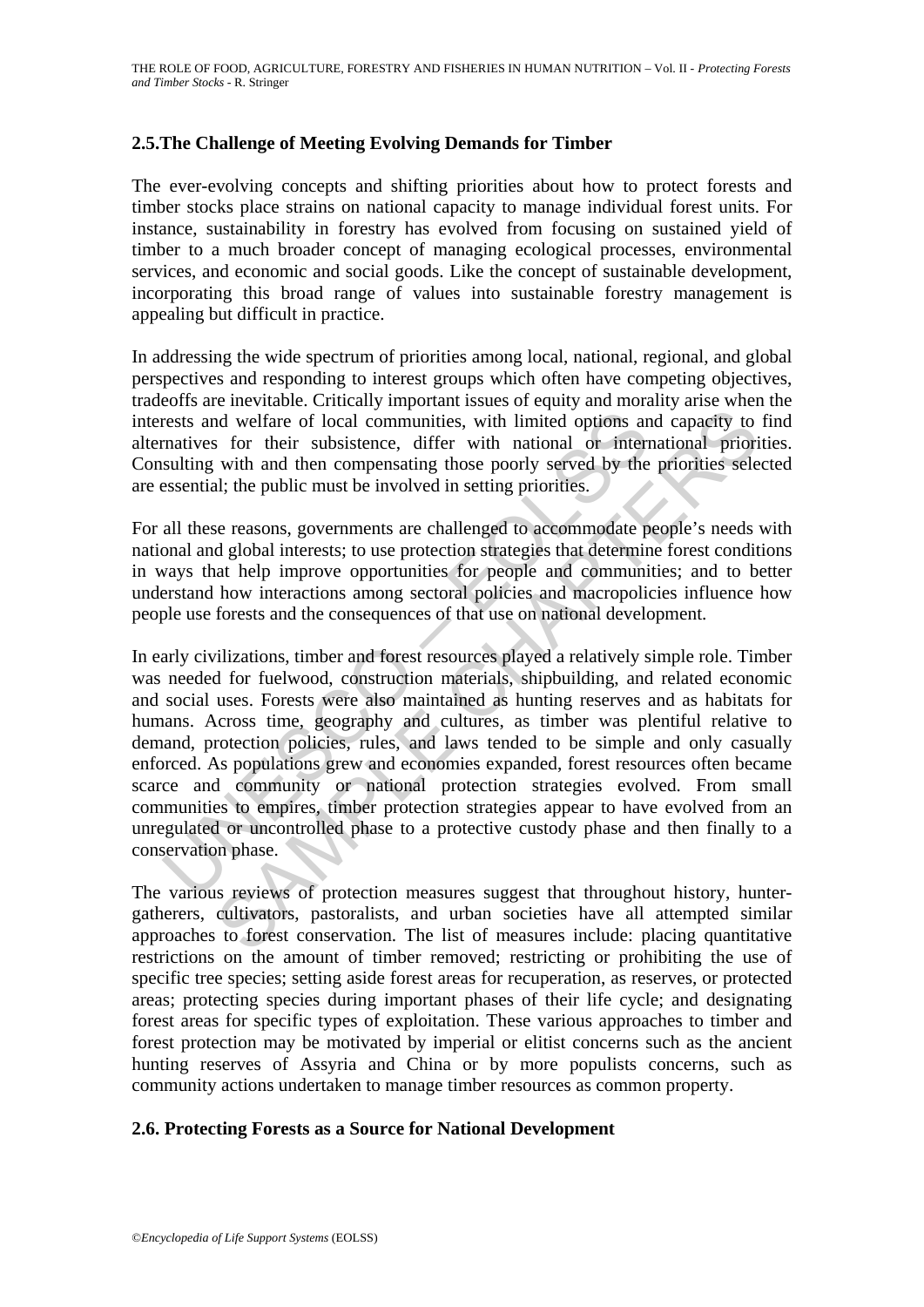### 2.5. The Challenge of Meeting Evolving Demands for Timber

The ever-evolving concepts and shifting priorities about how to protect forests and timber stocks place strains on national capacity to manage individual forest units. For instance, sustainability in forestry has evolved from focusing on sustained yield of timber to a much broader concept of managing ecological processes, environmental services, and economic and social goods. Like the concept of sustainable development, incorporating this broad range of values into sustainable forestry management is appealing but difficult in practice.

In addressing the wide spectrum of priorities among local, national, regional, and global perspectives and responding to interest groups which often have competing objectives, tradeoffs are inevitable. Critically important issues of equity and morality arise when the interests and welfare of local communities, with limited options and capacity to find alternatives for their subsistence, differ with national or international priorities. Consulting with and then compensating those poorly served by the priorities selected are essential; the public must be involved in setting priorities.

For all these reasons, governments are challenged to accommodate people's needs with national and global interests; to use protection strategies that determine forest conditions in ways that help improve opportunities for people and communities; and to better understand how interactions among sectoral policies and macropolicies influence how people use forests and the consequences of that use on national development.

In early civilizations, timber and forest resources played a relatively simple role. Timber was needed for fuelwood, construction materials, shipbuilding, and related economic and social uses. Forests were also maintained as hunting reserves and as habitats for humans. Across time, geography and cultures, as timber was plentiful relative to demand, protection policies, rules, and laws tended to be simple and only casually enforced. As populations grew and economies expanded, forest resources often became scarce and community or national protection strategies evolved. From small communities to empires, timber protection strategies appear to have evolved from an unregulated or uncontrolled phase to a protective custody phase and then finally to a conservation phase.

The various reviews of protection measures suggest that throughout history, hunter-gatherers, cultivators, pastoralists, and urban societies have all attempted similar approaches to forest conservation. The list of measures include: placing quantitative restrictions on the amount of timber removed; restricting or prohibiting the use of specific tree species; setting aside forest areas for recuperation, as reserves, or protected areas; protecting species during important phases of their life cycle; and designating forest areas for specific types of exploitation. These various approaches to timber and forest protection may be motivated by imperial or elitist concerns such as the ancient hunting reserves of Assyria and China or by more populists concerns, such as community actions undertaken to manage timber resources as common property.

### 2.6. Protecting Forests as a Source for National Development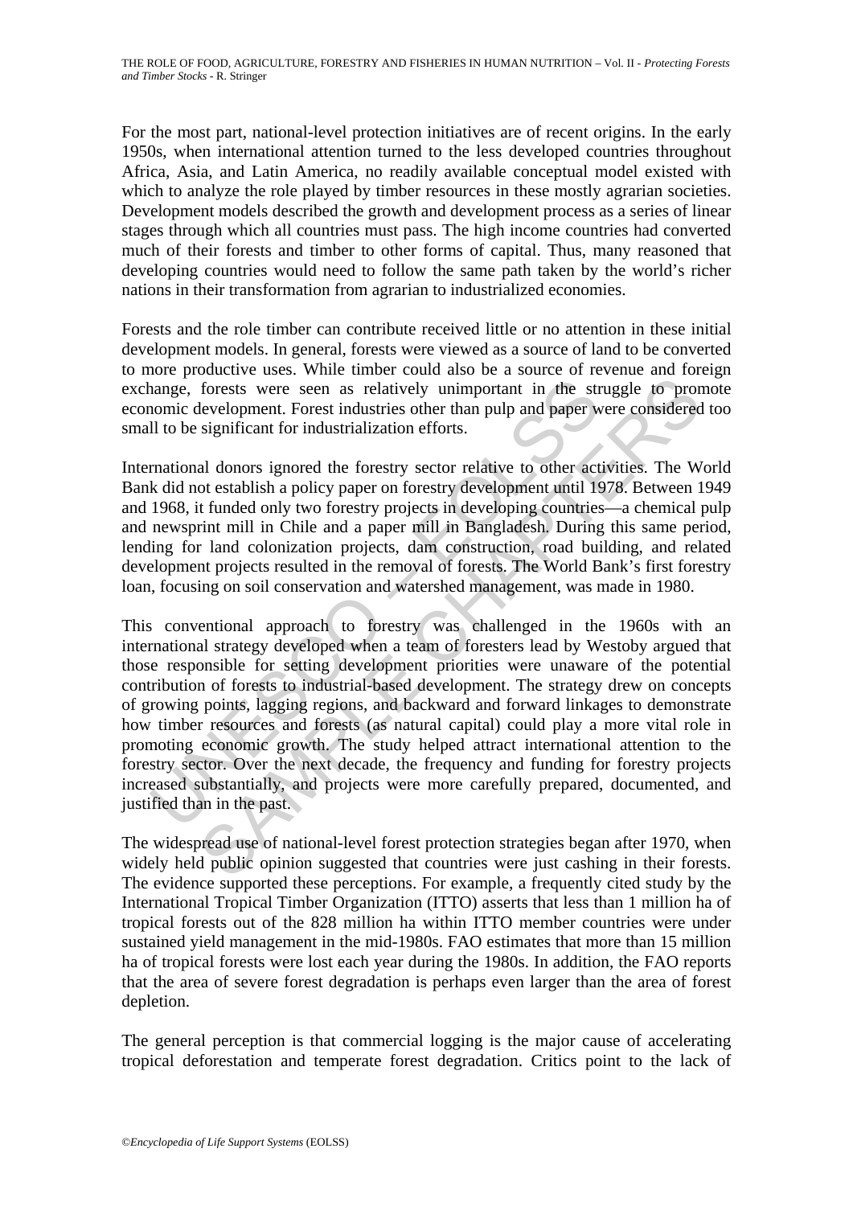For the most part, national-level protection initiatives are of recent origins. In the early 1950s, when international attention turned to the less developed countries throughout Africa, Asia, and Latin America, no readily available conceptual model existed with which to analyze the role played by timber resources in these mostly agrarian societies. Development models described the growth and development process as a series of linear stages through which all countries must pass. The high income countries had converted much of their forests and timber to other forms of capital. Thus, many reasoned that developing countries would need to follow the same path taken by the world's richer nations in their transformation from agrarian to industrialized economies.

Forests and the role timber can contribute received little or no attention in these initial development models. In general, forests were viewed as a source of land to be converted to more productive uses. While timber could also be a source of revenue and foreign exchange, forests were seen as relatively unimportant in the struggle to promote economic development. Forest industries other than pulp and paper were considered too small to be significant for industrialization efforts.

International donors ignored the forestry sector relative to other activities. The World Bank did not establish a policy paper on forestry development until 1978. Between 1949 and 1968, it funded only two forestry projects in developing countries—a chemical pulp and newsprint mill in Chile and a paper mill in Bangladesh. During this same period, lending for land colonization projects, dam construction, road building, and related development projects resulted in the removal of forests. The World Bank's first forestry loan, focusing on soil conservation and watershed management, was made in 1980.

This conventional approach to forestry was challenged in the 1960s with an international strategy developed when a team of foresters lead by Westoby argued that those responsible for setting development priorities were unaware of the potential contribution of forests to industrial-based development. The strategy drew on concepts of growing points, lagging regions, and backward and forward linkages to demonstrate how timber resources and forests (as natural capital) could play a more vital role in promoting economic growth. The study helped attract international attention to the forestry sector. Over the next decade, the frequency and funding for forestry projects increased substantially, and projects were more carefully prepared, documented, and justified than in the past.

The widespread use of national-level forest protection strategies began after 1970, when widely held public opinion suggested that countries were just cashing in their forests. The evidence supported these perceptions. For example, a frequently cited study by the International Tropical Timber Organization (ITTO) asserts that less than 1 million ha of tropical forests out of the 828 million ha within ITTO member countries were under sustained yield management in the mid-1980s. FAO estimates that more than 15 million ha of tropical forests were lost each year during the 1980s. In addition, the FAO reports that the area of severe forest degradation is perhaps even larger than the area of forest depletion.

The general perception is that commercial logging is the major cause of accelerating tropical deforestation and temperate forest degradation. Critics point to the lack of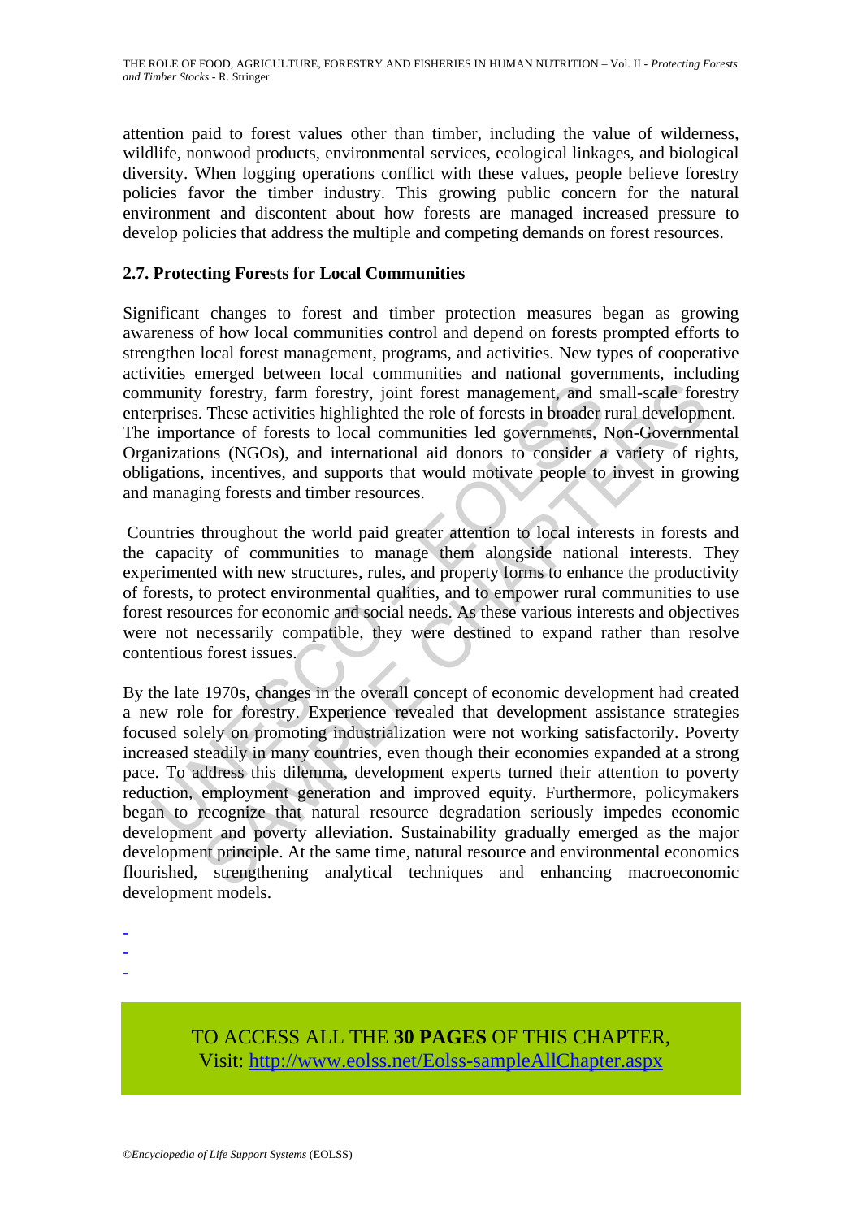attention paid to forest values other than timber, including the value of wilderness, wildlife, nonwood products, environmental services, ecological linkages, and biological diversity. When logging operations conflict with these values, people believe forestry policies favor the timber industry. This growing public concern for the natural environment and discontent about how forests are managed increased pressure to develop policies that address the multiple and competing demands on forest resources.

### 2.7. Protecting Forests for Local Communities

Significant changes to forest and timber protection measures began as growing awareness of how local communities control and depend on forests prompted efforts to strengthen local forest management, programs, and activities. New types of cooperative activities emerged between local communities and national governments, including community forestry, farm forestry, joint forest management, and small-scale forestry enterprises. These activities highlighted the role of forests in broader rural development. The importance of forests to local communities led governments, Non-Governmental Organizations (NGOs), and international aid donors to consider a variety of rights, obligations, incentives, and supports that would motivate people to invest in growing and managing forests and timber resources.

Countries throughout the world paid greater attention to local interests in forests and the capacity of communities to manage them alongside national interests. They experimented with new structures, rules, and property forms to enhance the productivity of forests, to protect environmental qualities, and to empower rural communities to use forest resources for economic and social needs. As these various interests and objectives were not necessarily compatible, they were destined to expand rather than resolve contentious forest issues.

By the late 1970s, changes in the overall concept of economic development had created a new role for forestry. Experience revealed that development assistance strategies focused solely on promoting industrialization were not working satisfactorily. Poverty increased steadily in many countries, even though their economies expanded at a strong pace. To address this dilemma, development experts turned their attention to poverty reduction, employment generation and improved equity. Furthermore, policymakers began to recognize that natural resource degradation seriously impedes economic development and poverty alleviation. Sustainability gradually emerged as the major development principle. At the same time, natural resource and environmental economics flourished, strengthening analytical techniques and enhancing macroeconomic development models.

-
-
-

TO ACCESS ALL THE **30 PAGES** OF THIS CHAPTER,
Visit: [http://www.eolss.net/Eolss-sampleAllChapter.aspx](http://www.eolss.net/Eolss-sampleAllChapter.aspx)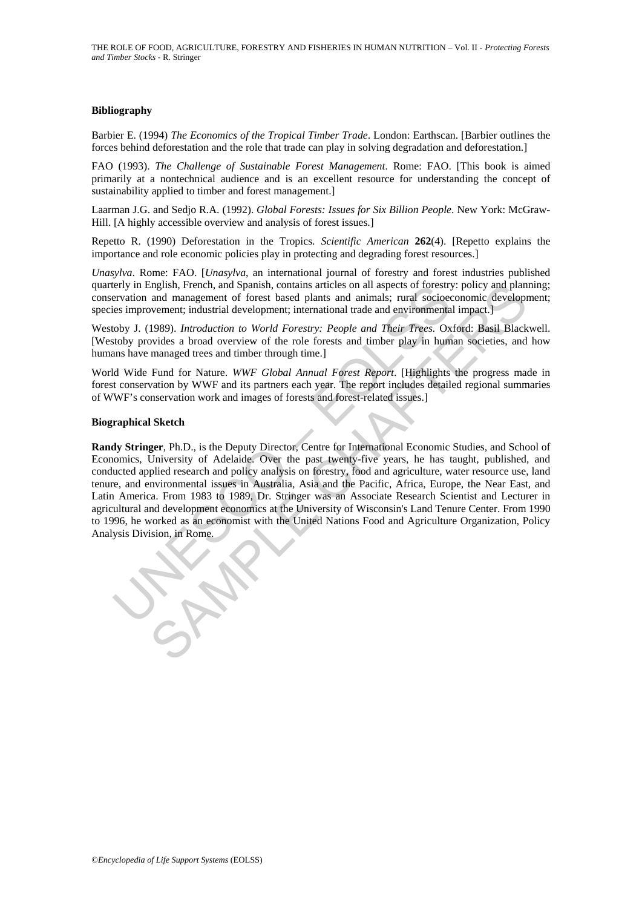### Bibliography

Barbier E. (1994) *The Economics of the Tropical Timber Trade*. London: Earthscan. [Barbier outlines the forces behind deforestation and the role that trade can play in solving degradation and deforestation.]

FAO (1993). *The Challenge of Sustainable Forest Management*. Rome: FAO. [This book is aimed primarily at a nontechnical audience and is an excellent resource for understanding the concept of sustainability applied to timber and forest management.]

Laarman J.G. and Sedjo R.A. (1992). *Global Forests: Issues for Six Billion People*. New York: McGraw-Hill. [A highly accessible overview and analysis of forest issues.]

Repetto R. (1990) Deforestation in the Tropics. *Scientific American* **262**(4). [Repetto explains the importance and role economic policies play in protecting and degrading forest resources.]

*Unasylva*. Rome: FAO. [*Unasylva*, an international journal of forestry and forest industries published quarterly in English, French, and Spanish, contains articles on all aspects of forestry: policy and planning; conservation and management of forest based plants and animals; rural socioeconomic development; species improvement; industrial development; international trade and environmental impact.]

Westoby J. (1989). *Introduction to World Forestry: People and Their Trees*. Oxford: Basil Blackwell. [Westoby provides a broad overview of the role forests and timber play in human societies, and how humans have managed trees and timber through time.]

World Wide Fund for Nature. *WWF Global Annual Forest Report*. [Highlights the progress made in forest conservation by WWF and its partners each year. The report includes detailed regional summaries of WWF's conservation work and images of forests and forest-related issues.]

### Biographical Sketch

**Randy Stringer**, Ph.D., is the Deputy Director, Centre for International Economic Studies, and School of Economics, University of Adelaide. Over the past twenty-five years, he has taught, published, and conducted applied research and policy analysis on forestry, food and agriculture, water resource use, land tenure, and environmental issues in Australia, Asia and the Pacific, Africa, Europe, the Near East, and Latin America. From 1983 to 1989, Dr. Stringer was an Associate Research Scientist and Lecturer in agricultural and development economics at the University of Wisconsin's Land Tenure Center. From 1990 to 1996, he worked as an economist with the United Nations Food and Agriculture Organization, Policy Analysis Division, in Rome.